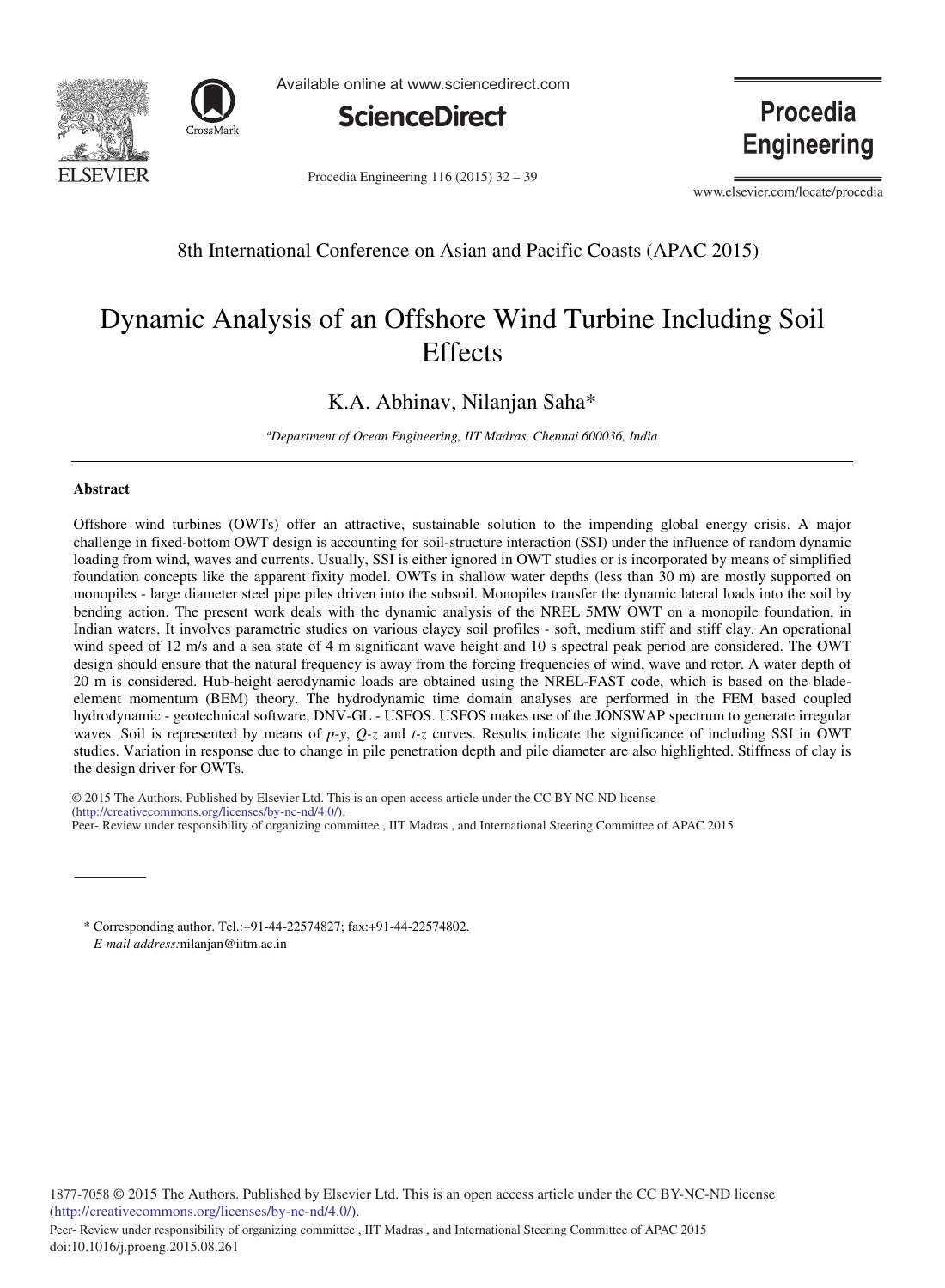8th International Conference on Asian and Pacific Coasts (APAC 2015)

# Dynamic Analysis of an Offshore Wind Turbine Including Soil Effects

K.A. Abhinav, Nilanjan Saha*

[a]*Department of Ocean Engineering, IIT Madras, Chennai 600036, India*

---

### Abstract

Offshore wind turbines (OWTs) offer an attractive, sustainable solution to the impending global energy crisis. A major challenge in fixed-bottom OWT design is accounting for soil-structure interaction (SSI) under the influence of random dynamic loading from wind, waves and currents. Usually, SSI is either ignored in OWT studies or is incorporated by means of simplified foundation concepts like the apparent fixity model. OWTs in shallow water depths (less than 30 m) are mostly supported on monopiles - large diameter steel pipe piles driven into the subsoil. Monopiles transfer the dynamic lateral loads into the soil by bending action. The present work deals with the dynamic analysis of the NREL 5MW OWT on a monopile foundation, in Indian waters. It involves parametric studies on various clayey soil profiles - soft, medium stiff and stiff clay. An operational wind speed of 12 m/s and a sea state of 4 m significant wave height and 10 s spectral peak period are considered. The OWT design should ensure that the natural frequency is away from the forcing frequencies of wind, wave and rotor. A water depth of 20 m is considered. Hub-height aerodynamic loads are obtained using the NREL-FAST code, which is based on the blade-element momentum (BEM) theory. The hydrodynamic time domain analyses are performed in the FEM based coupled hydrodynamic - geotechnical software, DNV-GL - USFOS. USFOS makes use of the JONSWAP spectrum to generate irregular waves. Soil is represented by means of *p-y*, *Q-z* and *t-z* curves. Results indicate the significance of including SSI in OWT studies. Variation in response due to change in pile penetration depth and pile diameter are also highlighted. Stiffness of clay is the design driver for OWTs.

© 2015 The Authors. Published by Elsevier Ltd. This is an open access article under the CC BY-NC-ND license (http://creativecommons.org/licenses/by-nc-nd/4.0/).
Peer- Review under responsibility of organizing committee , IIT Madras , and International Steering Committee of APAC 2015

---

\* Corresponding author. Tel.:+91-44-22574827; fax:+91-44-22574802.
*E-mail address:* nilanjan@iitm.ac.in

1877-7058 © 2015 The Authors. Published by Elsevier Ltd. This is an open access article under the CC BY-NC-ND license (http://creativecommons.org/licenses/by-nc-nd/4.0/).
Peer- Review under responsibility of organizing committee , IIT Madras , and International Steering Committee of APAC 2015
doi:10.1016/j.proeng.2015.08.261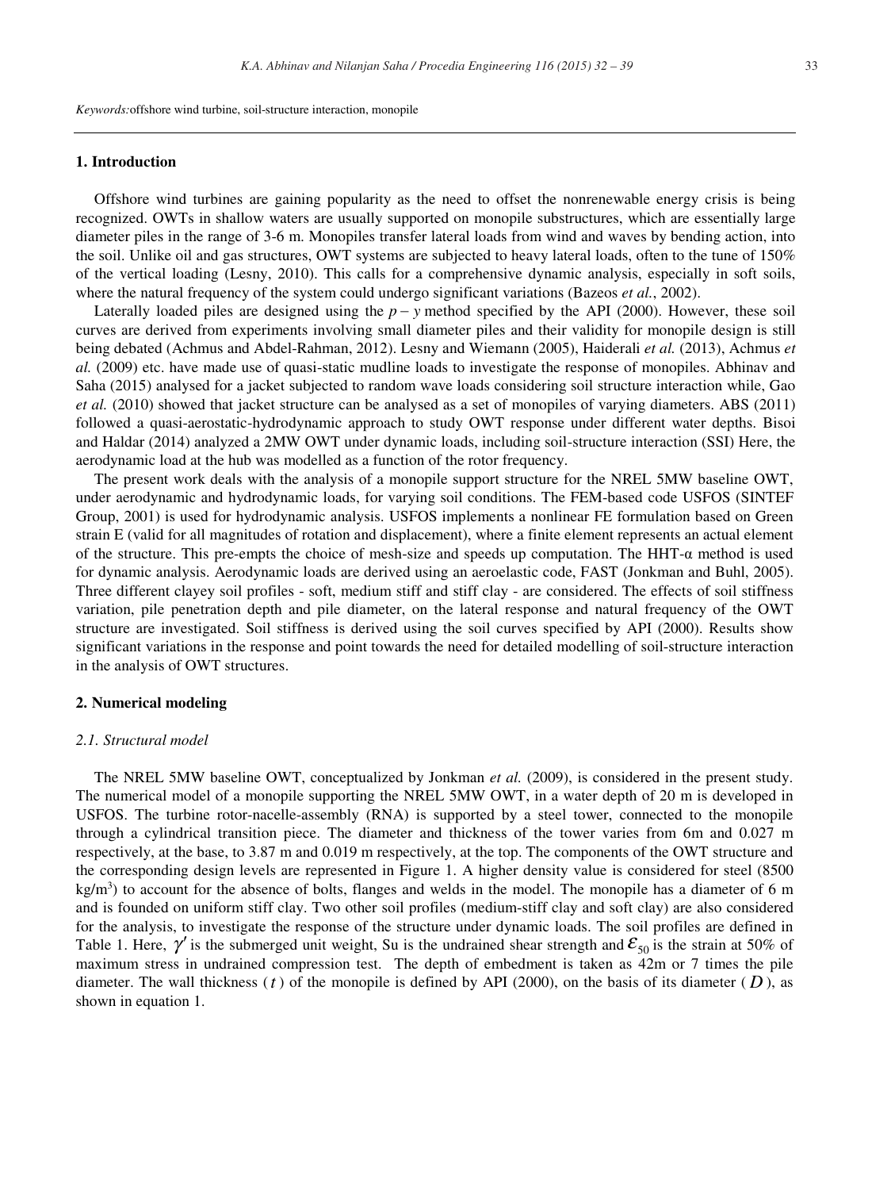*Keywords:* offshore wind turbine, soil-structure interaction, monopile

## 1. Introduction

Offshore wind turbines are gaining popularity as the need to offset the nonrenewable energy crisis is being recognized. OWTs in shallow waters are usually supported on monopile substructures, which are essentially large diameter piles in the range of 3-6 m. Monopiles transfer lateral loads from wind and waves by bending action, into the soil. Unlike oil and gas structures, OWT systems are subjected to heavy lateral loads, often to the tune of 150% of the vertical loading (Lesny, 2010). This calls for a comprehensive dynamic analysis, especially in soft soils, where the natural frequency of the system could undergo significant variations (Bazeos *et al.*, 2002).

Laterally loaded piles are designed using the $p-y$ method specified by the API (2000). However, these soil curves are derived from experiments involving small diameter piles and their validity for monopile design is still being debated (Achmus and Abdel-Rahman, 2012). Lesny and Wiemann (2005), Haiderali *et al.* (2013), Achmus *et al.* (2009) etc. have made use of quasi-static mudline loads to investigate the response of monopiles. Abhinav and Saha (2015) analysed for a jacket subjected to random wave loads considering soil structure interaction while, Gao *et al.* (2010) showed that jacket structure can be analysed as a set of monopiles of varying diameters. ABS (2011) followed a quasi-aerostatic-hydrodynamic approach to study OWT response under different water depths. Bisoi and Haldar (2014) analyzed a 2MW OWT under dynamic loads, including soil-structure interaction (SSI) Here, the aerodynamic load at the hub was modelled as a function of the rotor frequency.

The present work deals with the analysis of a monopile support structure for the NREL 5MW baseline OWT, under aerodynamic and hydrodynamic loads, for varying soil conditions. The FEM-based code USFOS (SINTEF Group, 2001) is used for hydrodynamic analysis. USFOS implements a nonlinear FE formulation based on Green strain E (valid for all magnitudes of rotation and displacement), where a finite element represents an actual element of the structure. This pre-empts the choice of mesh-size and speeds up computation. The HHT-α method is used for dynamic analysis. Aerodynamic loads are derived using an aeroelastic code, FAST (Jonkman and Buhl, 2005). Three different clayey soil profiles - soft, medium stiff and stiff clay - are considered. The effects of soil stiffness variation, pile penetration depth and pile diameter, on the lateral response and natural frequency of the OWT structure are investigated. Soil stiffness is derived using the soil curves specified by API (2000). Results show significant variations in the response and point towards the need for detailed modelling of soil-structure interaction in the analysis of OWT structures.

## 2. Numerical modeling

### 2.1. Structural model

The NREL 5MW baseline OWT, conceptualized by Jonkman *et al.* (2009), is considered in the present study. The numerical model of a monopile supporting the NREL 5MW OWT, in a water depth of 20 m is developed in USFOS. The turbine rotor-nacelle-assembly (RNA) is supported by a steel tower, connected to the monopile through a cylindrical transition piece. The diameter and thickness of the tower varies from 6m and 0.027 m respectively, at the base, to 3.87 m and 0.019 m respectively, at the top. The components of the OWT structure and the corresponding design levels are represented in Figure 1. A higher density value is considered for steel (8500 kg/m$^3$) to account for the absence of bolts, flanges and welds in the model. The monopile has a diameter of 6 m and is founded on uniform stiff clay. Two other soil profiles (medium-stiff clay and soft clay) are also considered for the analysis, to investigate the response of the structure under dynamic loads. The soil profiles are defined in Table 1. Here, $\gamma'$ is the submerged unit weight, Su is the undrained shear strength and $\varepsilon_{50}$ is the strain at 50% of maximum stress in undrained compression test. The depth of embedment is taken as 42m or 7 times the pile diameter. The wall thickness ($t$) of the monopile is defined by API (2000), on the basis of its diameter ($D$), as shown in equation 1.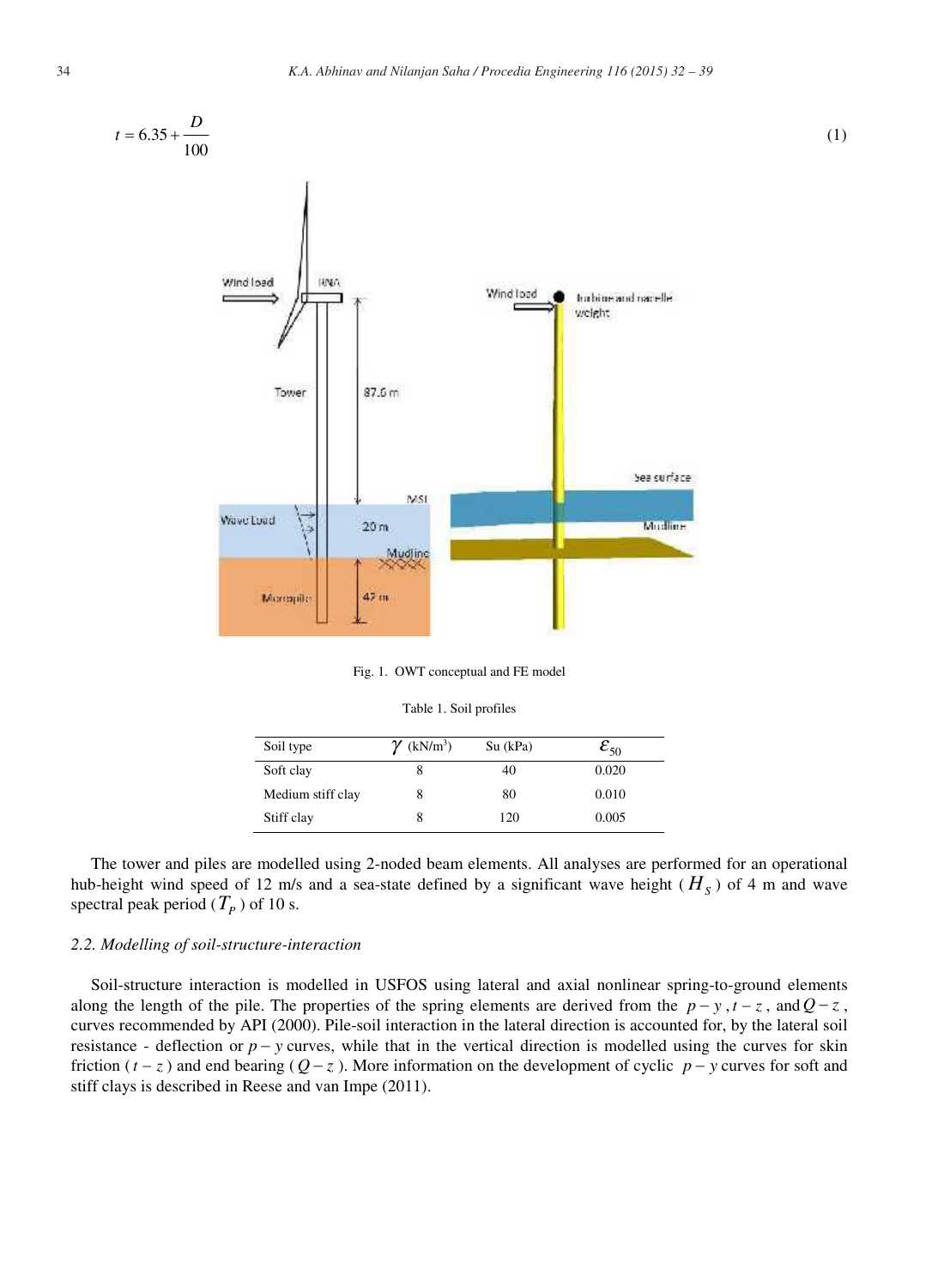$$t = 6.35 + \frac{D}{100} \tag{1}$$

Fig. 1. OWT conceptual and FE model

Table 1. Soil profiles

| Soil type | $\gamma$ (kN/m$^3$) | Su (kPa) | $\varepsilon_{50}$ |
|---|---|---|---|
| Soft clay | 8 | 40 | 0.020 |
| Medium stiff clay | 8 | 80 | 0.010 |
| Stiff clay | 8 | 120 | 0.005 |

The tower and piles are modelled using 2-noded beam elements. All analyses are performed for an operational hub-height wind speed of 12 m/s and a sea-state defined by a significant wave height ($H_S$) of 4 m and wave spectral peak period ($T_P$) of 10 s.

*2.2. Modelling of soil-structure-interaction*

Soil-structure interaction is modelled in USFOS using lateral and axial nonlinear spring-to-ground elements along the length of the pile. The properties of the spring elements are derived from the $p-y$, $t-z$, and $Q-z$, curves recommended by API (2000). Pile-soil interaction in the lateral direction is accounted for, by the lateral soil resistance - deflection or $p-y$ curves, while that in the vertical direction is modelled using the curves for skin friction ($t-z$) and end bearing ($Q-z$). More information on the development of cyclic $p-y$ curves for soft and stiff clays is described in Reese and van Impe (2011).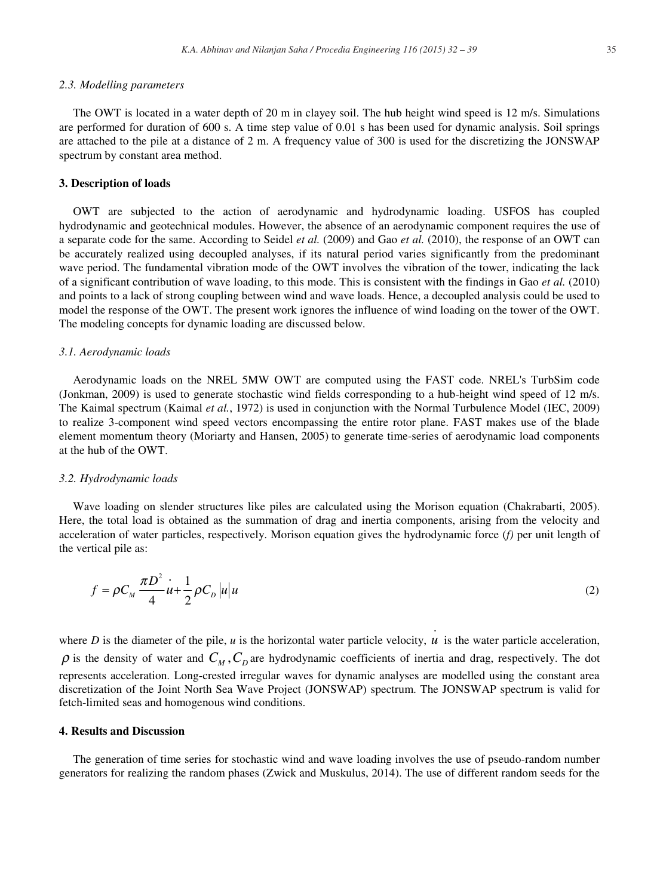### 2.3. Modelling parameters

The OWT is located in a water depth of 20 m in clayey soil. The hub height wind speed is 12 m/s. Simulations are performed for duration of 600 s. A time step value of 0.01 s has been used for dynamic analysis. Soil springs are attached to the pile at a distance of 2 m. A frequency value of 300 is used for the discretizing the JONSWAP spectrum by constant area method.

## 3. Description of loads

OWT are subjected to the action of aerodynamic and hydrodynamic loading. USFOS has coupled hydrodynamic and geotechnical modules. However, the absence of an aerodynamic component requires the use of a separate code for the same. According to Seidel *et al.* (2009) and Gao *et al.* (2010), the response of an OWT can be accurately realized using decoupled analyses, if its natural period varies significantly from the predominant wave period. The fundamental vibration mode of the OWT involves the vibration of the tower, indicating the lack of a significant contribution of wave loading, to this mode. This is consistent with the findings in Gao *et al.* (2010) and points to a lack of strong coupling between wind and wave loads. Hence, a decoupled analysis could be used to model the response of the OWT. The present work ignores the influence of wind loading on the tower of the OWT. The modeling concepts for dynamic loading are discussed below.

### 3.1. Aerodynamic loads

Aerodynamic loads on the NREL 5MW OWT are computed using the FAST code. NREL's TurbSim code (Jonkman, 2009) is used to generate stochastic wind fields corresponding to a hub-height wind speed of 12 m/s. The Kaimal spectrum (Kaimal *et al.*, 1972) is used in conjunction with the Normal Turbulence Model (IEC, 2009) to realize 3-component wind speed vectors encompassing the entire rotor plane. FAST makes use of the blade element momentum theory (Moriarty and Hansen, 2005) to generate time-series of aerodynamic load components at the hub of the OWT.

### 3.2. Hydrodynamic loads

Wave loading on slender structures like piles are calculated using the Morison equation (Chakrabarti, 2005). Here, the total load is obtained as the summation of drag and inertia components, arising from the velocity and acceleration of water particles, respectively. Morison equation gives the hydrodynamic force (*f*) per unit length of the vertical pile as:

$$f = \rho C_M \frac{\pi D^2}{4} \dot{u} + \frac{1}{2} \rho C_D |u| u \tag{2}$$

where *D* is the diameter of the pile, *u* is the horizontal water particle velocity, $\dot{u}$ is the water particle acceleration, $\rho$ is the density of water and $C_M, C_D$ are hydrodynamic coefficients of inertia and drag, respectively. The dot represents acceleration. Long-crested irregular waves for dynamic analyses are modelled using the constant area discretization of the Joint North Sea Wave Project (JONSWAP) spectrum. The JONSWAP spectrum is valid for fetch-limited seas and homogenous wind conditions.

## 4. Results and Discussion

The generation of time series for stochastic wind and wave loading involves the use of pseudo-random number generators for realizing the random phases (Zwick and Muskulus, 2014). The use of different random seeds for the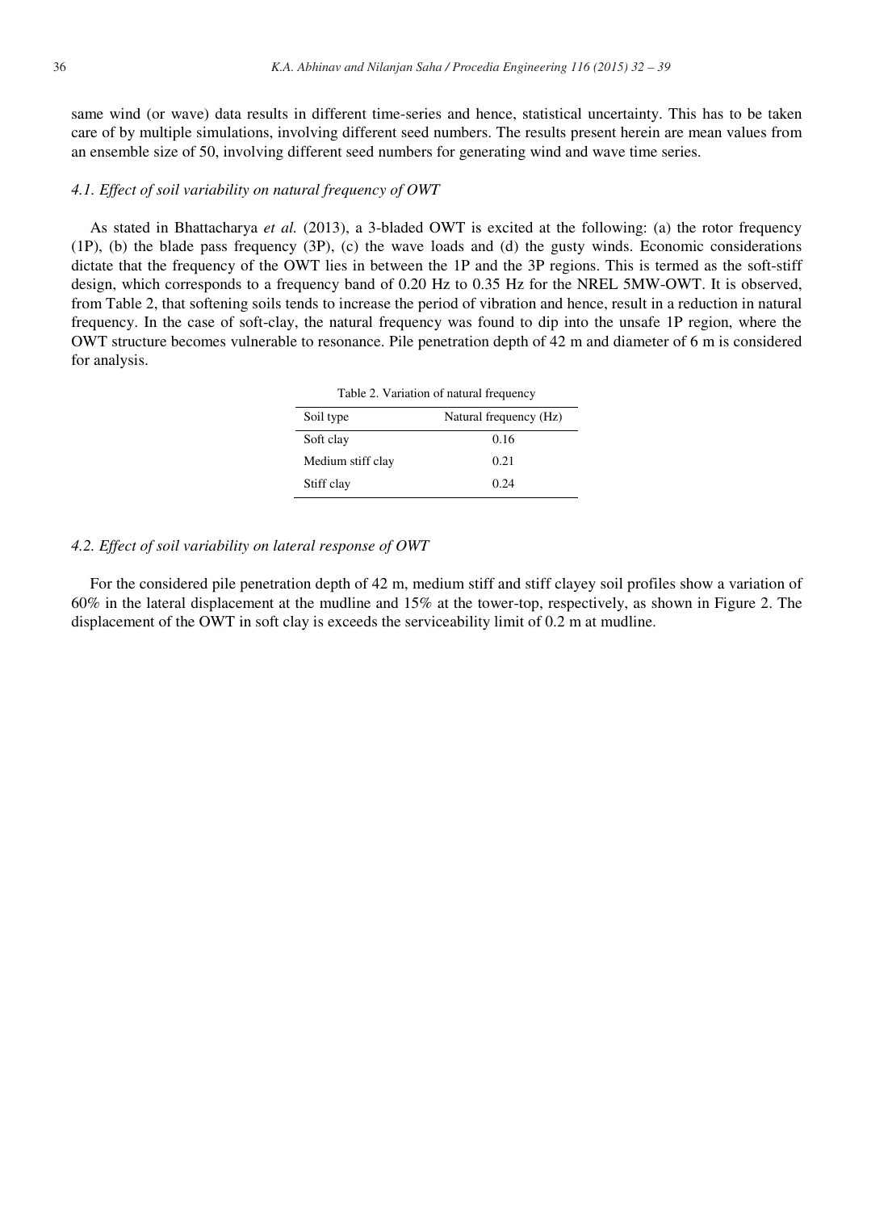same wind (or wave) data results in different time-series and hence, statistical uncertainty. This has to be taken care of by multiple simulations, involving different seed numbers. The results present herein are mean values from an ensemble size of 50, involving different seed numbers for generating wind and wave time series.

### *4.1. Effect of soil variability on natural frequency of OWT*

As stated in Bhattacharya *et al.* (2013), a 3-bladed OWT is excited at the following: (a) the rotor frequency (1P), (b) the blade pass frequency (3P), (c) the wave loads and (d) the gusty winds. Economic considerations dictate that the frequency of the OWT lies in between the 1P and the 3P regions. This is termed as the soft-stiff design, which corresponds to a frequency band of 0.20 Hz to 0.35 Hz for the NREL 5MW-OWT. It is observed, from Table 2, that softening soils tends to increase the period of vibration and hence, result in a reduction in natural frequency. In the case of soft-clay, the natural frequency was found to dip into the unsafe 1P region, where the OWT structure becomes vulnerable to resonance. Pile penetration depth of 42 m and diameter of 6 m is considered for analysis.

Table 2. Variation of natural frequency

| Soil type | Natural frequency (Hz) |
|---|---|
| Soft clay | 0.16 |
| Medium stiff clay | 0.21 |
| Stiff clay | 0.24 |

### *4.2. Effect of soil variability on lateral response of OWT*

For the considered pile penetration depth of 42 m, medium stiff and stiff clayey soil profiles show a variation of 60% in the lateral displacement at the mudline and 15% at the tower-top, respectively, as shown in Figure 2. The displacement of the OWT in soft clay is exceeds the serviceability limit of 0.2 m at mudline.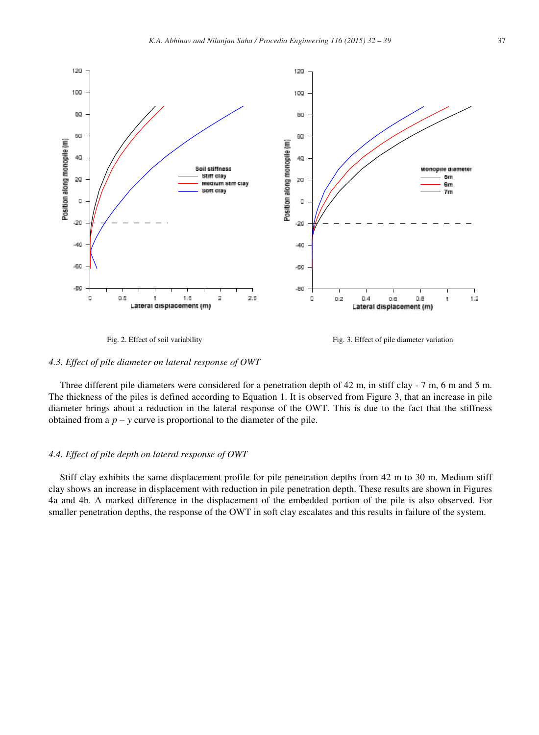Fig. 2. Effect of soil variability

Fig. 3. Effect of pile diameter variation

### 4.3. Effect of pile diameter on lateral response of OWT

Three different pile diameters were considered for a penetration depth of 42 m, in stiff clay - 7 m, 6 m and 5 m. The thickness of the piles is defined according to Equation 1. It is observed from Figure 3, that an increase in pile diameter brings about a reduction in the lateral response of the OWT. This is due to the fact that the stiffness obtained from a $p - y$ curve is proportional to the diameter of the pile.

### 4.4. Effect of pile depth on lateral response of OWT

Stiff clay exhibits the same displacement profile for pile penetration depths from 42 m to 30 m. Medium stiff clay shows an increase in displacement with reduction in pile penetration depth. These results are shown in Figures 4a and 4b. A marked difference in the displacement of the embedded portion of the pile is also observed. For smaller penetration depths, the response of the OWT in soft clay escalates and this results in failure of the system.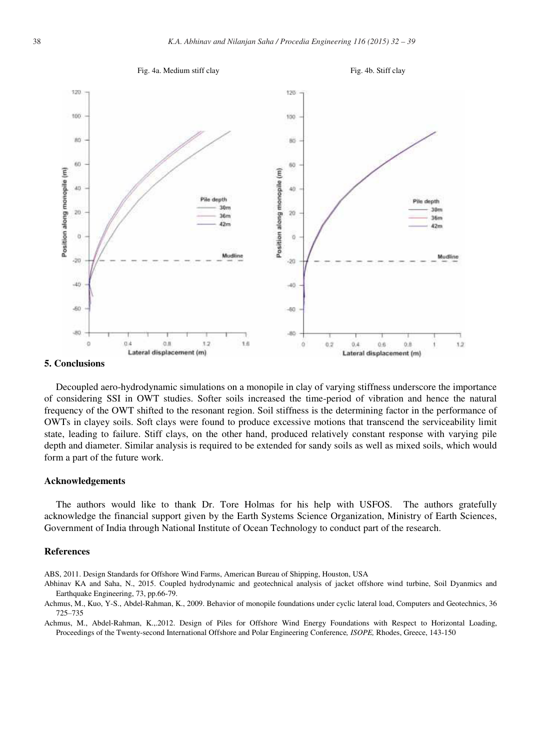Fig. 4a. Medium stiff clay

Fig. 4b. Stiff clay

## 5. Conclusions

Decoupled aero-hydrodynamic simulations on a monopile in clay of varying stiffness underscore the importance of considering SSI in OWT studies. Softer soils increased the time-period of vibration and hence the natural frequency of the OWT shifted to the resonant region. Soil stiffness is the determining factor in the performance of OWTs in clayey soils. Soft clays were found to produce excessive motions that transcend the serviceability limit state, leading to failure. Stiff clays, on the other hand, produced relatively constant response with varying pile depth and diameter. Similar analysis is required to be extended for sandy soils as well as mixed soils, which would form a part of the future work.

## Acknowledgements

The authors would like to thank Dr. Tore Holmas for his help with USFOS. The authors gratefully acknowledge the financial support given by the Earth Systems Science Organization, Ministry of Earth Sciences, Government of India through National Institute of Ocean Technology to conduct part of the research.

## References

ABS, 2011. Design Standards for Offshore Wind Farms, American Bureau of Shipping, Houston, USA

Abhinav KA and Saha, N., 2015. Coupled hydrodynamic and geotechnical analysis of jacket offshore wind turbine, Soil Dyanmics and Earthquake Engineering, 73, pp.66-79.

Achmus, M., Kuo, Y-S., Abdel-Rahman, K., 2009. Behavior of monopile foundations under cyclic lateral load, Computers and Geotechnics, 36 725–735

Achmus, M., Abdel-Rahman, K.,.2012. Design of Piles for Offshore Wind Energy Foundations with Respect to Horizontal Loading, Proceedings of the Twenty-second International Offshore and Polar Engineering Conference*, ISOPE,* Rhodes, Greece, 143-150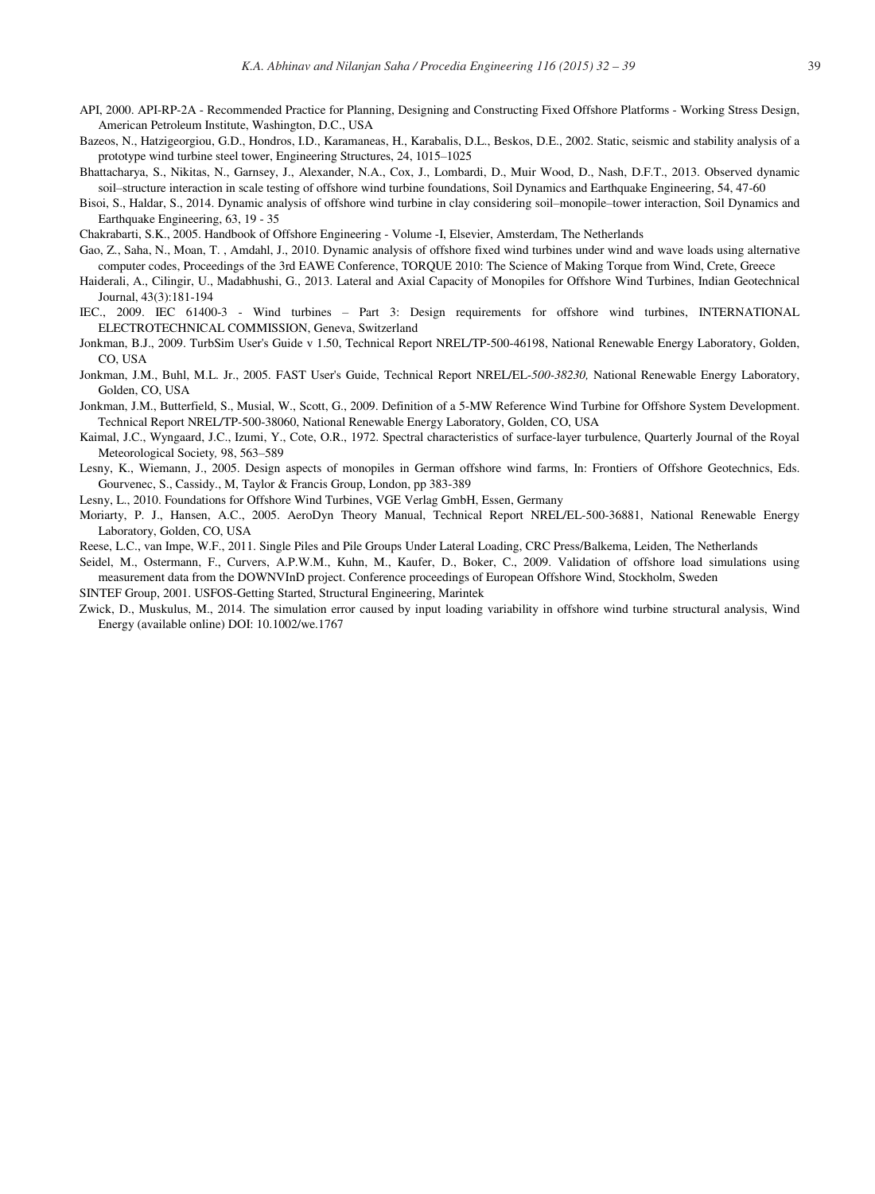API, 2000. API-RP-2A - Recommended Practice for Planning, Designing and Constructing Fixed Offshore Platforms - Working Stress Design, American Petroleum Institute, Washington, D.C., USA

Bazeos, N., Hatzigeorgiou, G.D., Hondros, I.D., Karamaneas, H., Karabalis, D.L., Beskos, D.E., 2002. Static, seismic and stability analysis of a prototype wind turbine steel tower, Engineering Structures, 24, 1015–1025

Bhattacharya, S., Nikitas, N., Garnsey, J., Alexander, N.A., Cox, J., Lombardi, D., Muir Wood, D., Nash, D.F.T., 2013. Observed dynamic soil–structure interaction in scale testing of offshore wind turbine foundations, Soil Dynamics and Earthquake Engineering, 54, 47-60

Bisoi, S., Haldar, S., 2014. Dynamic analysis of offshore wind turbine in clay considering soil–monopile–tower interaction, Soil Dynamics and Earthquake Engineering, 63, 19 - 35

Chakrabarti, S.K., 2005. Handbook of Offshore Engineering - Volume -I, Elsevier, Amsterdam, The Netherlands

Gao, Z., Saha, N., Moan, T. , Amdahl, J., 2010. Dynamic analysis of offshore fixed wind turbines under wind and wave loads using alternative computer codes, Proceedings of the 3rd EAWE Conference, TORQUE 2010: The Science of Making Torque from Wind, Crete, Greece

Haiderali, A., Cilingir, U., Madabhushi, G., 2013. Lateral and Axial Capacity of Monopiles for Offshore Wind Turbines, Indian Geotechnical Journal, 43(3):181-194

IEC., 2009. IEC 61400-3 - Wind turbines – Part 3: Design requirements for offshore wind turbines, INTERNATIONAL ELECTROTECHNICAL COMMISSION, Geneva, Switzerland

Jonkman, B.J., 2009. TurbSim User's Guide v 1.50, Technical Report NREL/TP-500-46198, National Renewable Energy Laboratory, Golden, CO, USA

Jonkman, J.M., Buhl, M.L. Jr., 2005. FAST User's Guide, Technical Report NREL/EL*-500-38230,* National Renewable Energy Laboratory, Golden, CO, USA

Jonkman, J.M., Butterfield, S., Musial, W., Scott, G., 2009. Definition of a 5-MW Reference Wind Turbine for Offshore System Development. Technical Report NREL/TP-500-38060, National Renewable Energy Laboratory, Golden, CO, USA

Kaimal, J.C., Wyngaard, J.C., Izumi, Y., Cote, O.R., 1972. Spectral characteristics of surface-layer turbulence, Quarterly Journal of the Royal Meteorological Society*,* 98, 563–589

Lesny, K., Wiemann, J., 2005. Design aspects of monopiles in German offshore wind farms, In: Frontiers of Offshore Geotechnics, Eds. Gourvenec, S., Cassidy., M, Taylor & Francis Group, London, pp 383-389

Lesny, L., 2010. Foundations for Offshore Wind Turbines, VGE Verlag GmbH, Essen, Germany

Moriarty, P. J., Hansen, A.C., 2005. AeroDyn Theory Manual, Technical Report NREL/EL-500-36881, National Renewable Energy Laboratory, Golden, CO, USA

Reese, L.C., van Impe, W.F., 2011. Single Piles and Pile Groups Under Lateral Loading, CRC Press/Balkema, Leiden, The Netherlands

Seidel, M., Ostermann, F., Curvers, A.P.W.M., Kuhn, M., Kaufer, D., Boker, C., 2009. Validation of offshore load simulations using measurement data from the DOWNVInD project. Conference proceedings of European Offshore Wind, Stockholm, Sweden

SINTEF Group, 2001. USFOS-Getting Started, Structural Engineering, Marintek

Zwick, D., Muskulus, M., 2014. The simulation error caused by input loading variability in offshore wind turbine structural analysis, Wind Energy (available online) DOI: 10.1002/we.1767